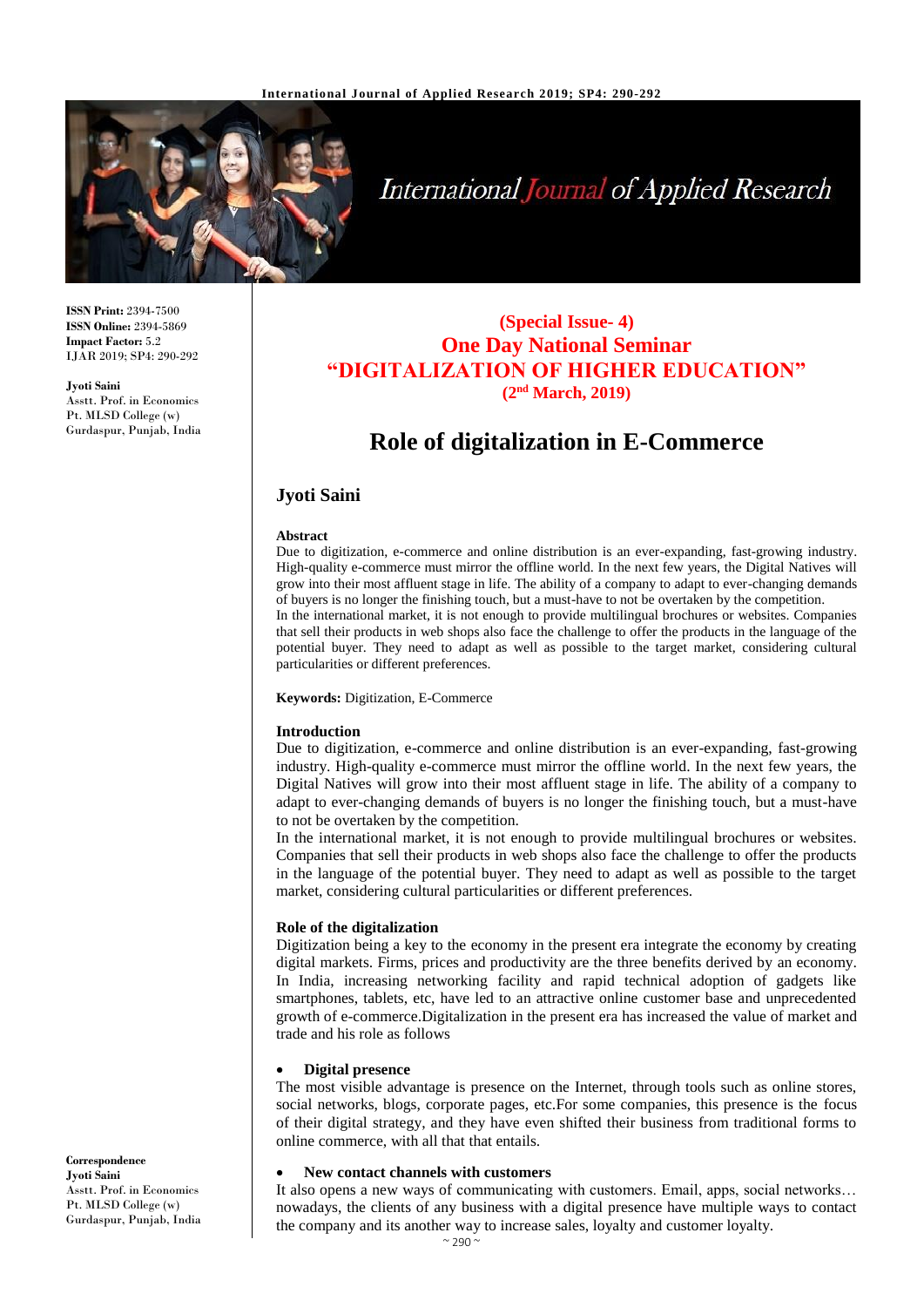ISSN Print: 2394-7500
ISSN Online: 2394-5869
Impact Factor: 5.2
IJAR 2019; SP4: 290-292

**Jyoti Saini**
Asstt. Prof. in Economics
Pt. MLSD College (w)
Gurdaspur, Punjab, India

**(Special Issue- 4)**
**One Day National Seminar**
**"DIGITALIZATION OF HIGHER EDUCATION"**
**(2nd March, 2019)**

# Role of digitalization in E-Commerce

## Jyoti Saini

**Abstract**

Due to digitization, e-commerce and online distribution is an ever-expanding, fast-growing industry. High-quality e-commerce must mirror the offline world. In the next few years, the Digital Natives will grow into their most affluent stage in life. The ability of a company to adapt to ever-changing demands of buyers is no longer the finishing touch, but a must-have to not be overtaken by the competition.

In the international market, it is not enough to provide multilingual brochures or websites. Companies that sell their products in web shops also face the challenge to offer the products in the language of the potential buyer. They need to adapt as well as possible to the target market, considering cultural particularities or different preferences.

**Keywords:** Digitization, E-Commerce

### Introduction

Due to digitization, e-commerce and online distribution is an ever-expanding, fast-growing industry. High-quality e-commerce must mirror the offline world. In the next few years, the Digital Natives will grow into their most affluent stage in life. The ability of a company to adapt to ever-changing demands of buyers is no longer the finishing touch, but a must-have to not be overtaken by the competition.

In the international market, it is not enough to provide multilingual brochures or websites. Companies that sell their products in web shops also face the challenge to offer the products in the language of the potential buyer. They need to adapt as well as possible to the target market, considering cultural particularities or different preferences.

### Role of the digitalization

Digitization being a key to the economy in the present era integrate the economy by creating digital markets. Firms, prices and productivity are the three benefits derived by an economy. In India, increasing networking facility and rapid technical adoption of gadgets like smartphones, tablets, etc, have led to an attractive online customer base and unprecedented growth of e-commerce.Digitalization in the present era has increased the value of market and trade and his role as follows

- **Digital presence**

The most visible advantage is presence on the Internet, through tools such as online stores, social networks, blogs, corporate pages, etc.For some companies, this presence is the focus of their digital strategy, and they have even shifted their business from traditional forms to online commerce, with all that that entails.

- **New contact channels with customers**

It also opens a new ways of communicating with customers. Email, apps, social networks… nowadays, the clients of any business with a digital presence have multiple ways to contact the company and its another way to increase sales, loyalty and customer loyalty.

**Correspondence**
**Jyoti Saini**
Asstt. Prof. in Economics
Pt. MLSD College (w)
Gurdaspur, Punjab, India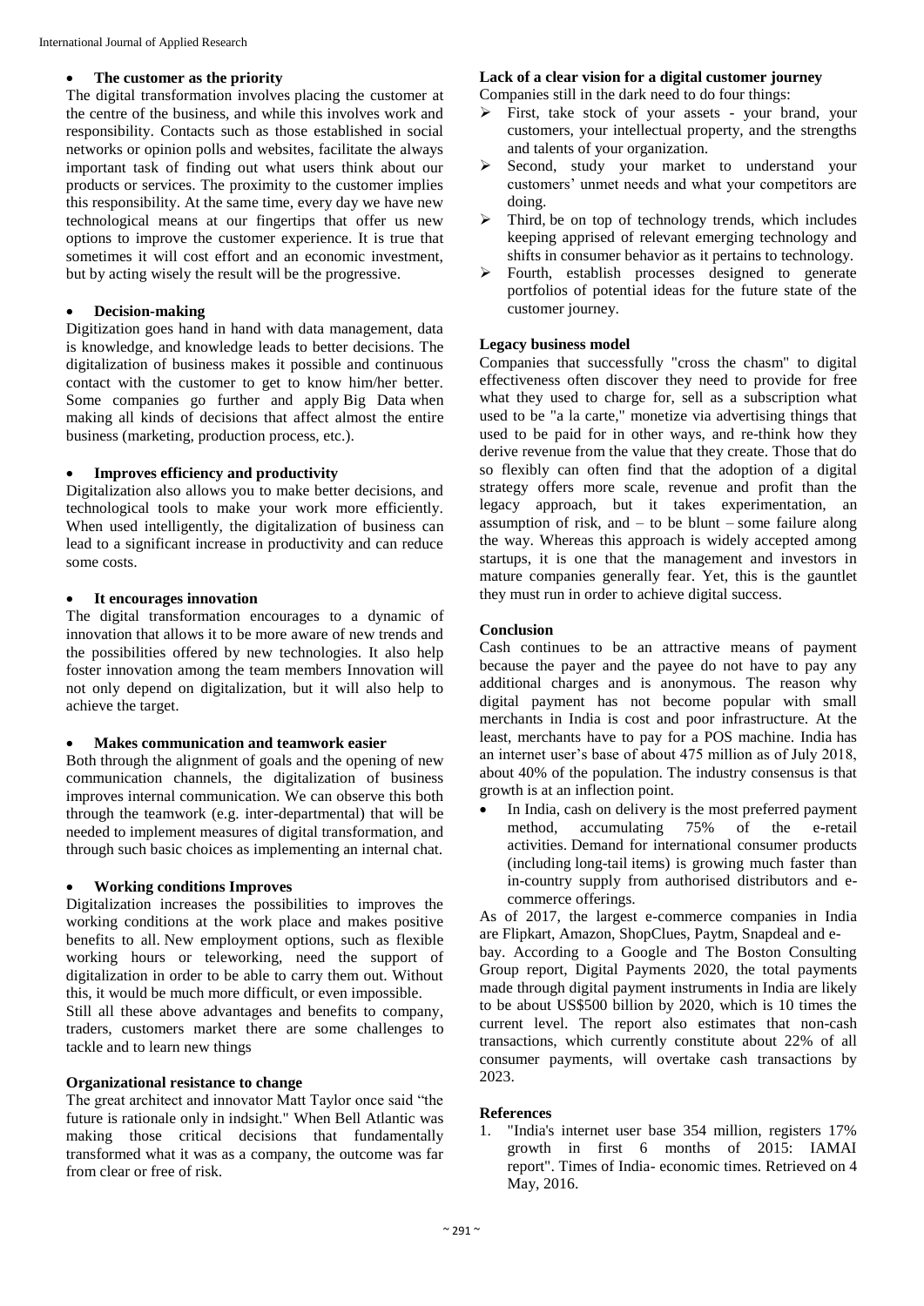- **The customer as the priority**

The digital transformation involves placing the customer at the centre of the business, and while this involves work and responsibility. Contacts such as those established in social networks or opinion polls and websites, facilitate the always important task of finding out what users think about our products or services. The proximity to the customer implies this responsibility. At the same time, every day we have new technological means at our fingertips that offer us new options to improve the customer experience. It is true that sometimes it will cost effort and an economic investment, but by acting wisely the result will be the progressive.

- **Decision-making**

Digitization goes hand in hand with data management, data is knowledge, and knowledge leads to better decisions. The digitalization of business makes it possible and continuous contact with the customer to get to know him/her better. Some companies go further and apply Big Data when making all kinds of decisions that affect almost the entire business (marketing, production process, etc.).

- **Improves efficiency and productivity**

Digitalization also allows you to make better decisions, and technological tools to make your work more efficiently. When used intelligently, the digitalization of business can lead to a significant increase in productivity and can reduce some costs.

- **It encourages innovation**

The digital transformation encourages to a dynamic of innovation that allows it to be more aware of new trends and the possibilities offered by new technologies. It also help foster innovation among the team members Innovation will not only depend on digitalization, but it will also help to achieve the target.

- **Makes communication and teamwork easier**

Both through the alignment of goals and the opening of new communication channels, the digitalization of business improves internal communication. We can observe this both through the teamwork (e.g. inter-departmental) that will be needed to implement measures of digital transformation, and through such basic choices as implementing an internal chat.

- **Working conditions Improves**

Digitalization increases the possibilities to improves the working conditions at the work place and makes positive benefits to all. New employment options, such as flexible working hours or teleworking, need the support of digitalization in order to be able to carry them out. Without this, it would be much more difficult, or even impossible.

Still all these above advantages and benefits to company, traders, customers market there are some challenges to tackle and to learn new things

**Organizational resistance to change**

The great architect and innovator Matt Taylor once said "the future is rationale only in indsight." When Bell Atlantic was making those critical decisions that fundamentally transformed what it was as a company, the outcome was far from clear or free of risk.

**Lack of a clear vision for a digital customer journey**

Companies still in the dark need to do four things:

- First, take stock of your assets - your brand, your customers, your intellectual property, and the strengths and talents of your organization.
- Second, study your market to understand your customers' unmet needs and what your competitors are doing.
- Third, be on top of technology trends, which includes keeping apprised of relevant emerging technology and shifts in consumer behavior as it pertains to technology.
- Fourth, establish processes designed to generate portfolios of potential ideas for the future state of the customer journey.

**Legacy business model**

Companies that successfully "cross the chasm" to digital effectiveness often discover they need to provide for free what they used to charge for, sell as a subscription what used to be "a la carte," monetize via advertising things that used to be paid for in other ways, and re-think how they derive revenue from the value that they create. Those that do so flexibly can often find that the adoption of a digital strategy offers more scale, revenue and profit than the legacy approach, but it takes experimentation, an assumption of risk, and – to be blunt – some failure along the way. Whereas this approach is widely accepted among startups, it is one that the management and investors in mature companies generally fear. Yet, this is the gauntlet they must run in order to achieve digital success.

**Conclusion**

Cash continues to be an attractive means of payment because the payer and the payee do not have to pay any additional charges and is anonymous. The reason why digital payment has not become popular with small merchants in India is cost and poor infrastructure. At the least, merchants have to pay for a POS machine. India has an internet user's base of about 475 million as of July 2018, about 40% of the population. The industry consensus is that growth is at an inflection point.

- In India, cash on delivery is the most preferred payment method, accumulating 75% of the e-retail activities. Demand for international consumer products (including long-tail items) is growing much faster than in-country supply from authorised distributors and e-commerce offerings.

As of 2017, the largest e-commerce companies in India are Flipkart, Amazon, ShopClues, Paytm, Snapdeal and e-bay. According to a Google and The Boston Consulting Group report, Digital Payments 2020, the total payments made through digital payment instruments in India are likely to be about US$500 billion by 2020, which is 10 times the current level. The report also estimates that non-cash transactions, which currently constitute about 22% of all consumer payments, will overtake cash transactions by 2023.

**References**

1. "India's internet user base 354 million, registers 17% growth in first 6 months of 2015: IAMAI report". Times of India- economic times. Retrieved on 4 May, 2016.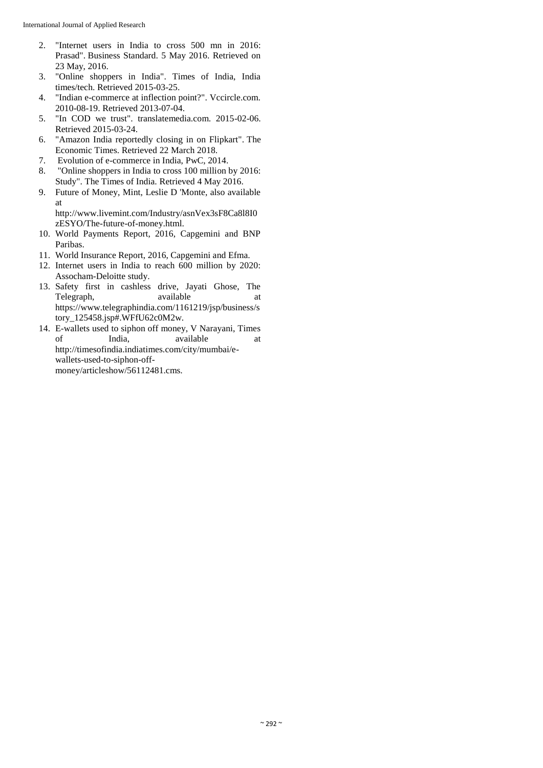2. "Internet users in India to cross 500 mn in 2016: Prasad". Business Standard. 5 May 2016. Retrieved on 23 May, 2016.
3. "Online shoppers in India". Times of India, India times/tech. Retrieved 2015-03-25.
4. "Indian e-commerce at inflection point?". Vccircle.com. 2010-08-19. Retrieved 2013-07-04.
5. "In COD we trust". translatemedia.com. 2015-02-06. Retrieved 2015-03-24.
6. "Amazon India reportedly closing in on Flipkart". The Economic Times. Retrieved 22 March 2018.
7. Evolution of e-commerce in India, PwC, 2014.
8. "Online shoppers in India to cross 100 million by 2016: Study". The Times of India. Retrieved 4 May 2016.
9. Future of Money, Mint, Leslie D 'Monte, also available at http://www.livemint.com/Industry/asnVex3sF8Ca8l8I0zESYO/The-future-of-money.html.
10. World Payments Report, 2016, Capgemini and BNP Paribas.
11. World Insurance Report, 2016, Capgemini and Efma.
12. Internet users in India to reach 600 million by 2020: Assocham-Deloitte study.
13. Safety first in cashless drive, Jayati Ghose, The Telegraph, available at https://www.telegraphindia.com/1161219/jsp/business/story_125458.jsp#.WFfU62c0M2w.
14. E-wallets used to siphon off money, V Narayani, Times of India, available at http://timesofindia.indiatimes.com/city/mumbai/e-wallets-used-to-siphon-off-money/articleshow/56112481.cms.